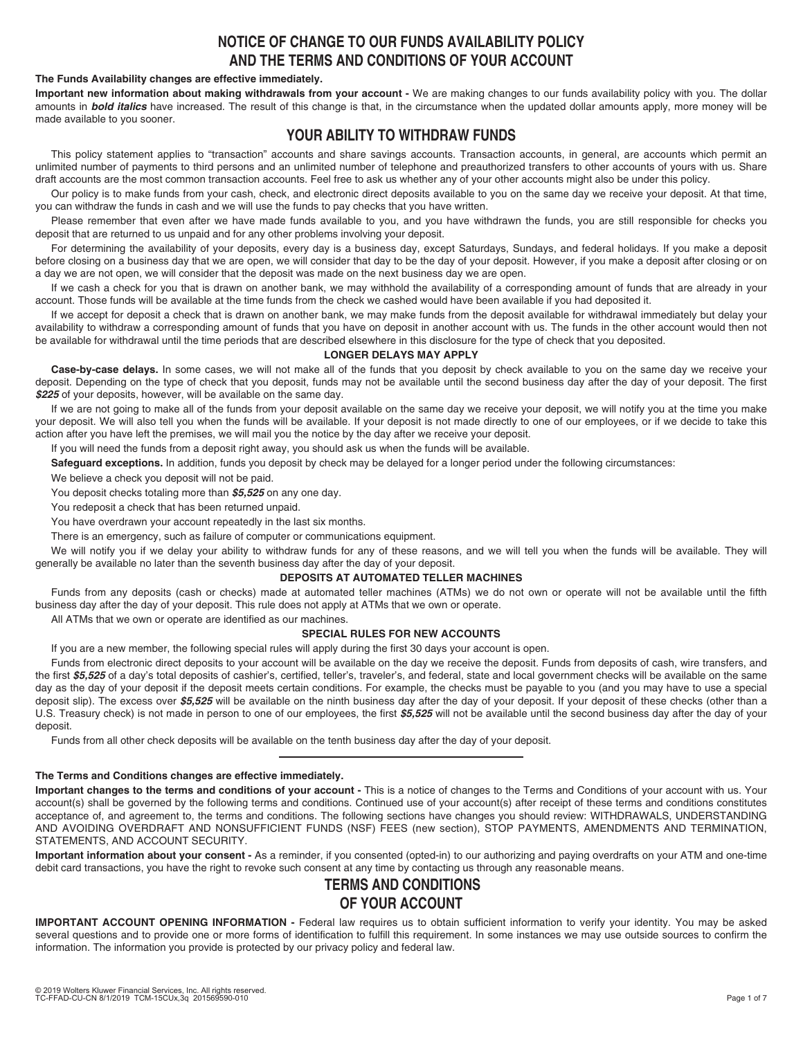# NOTICE OF CHANGE TO OUR FUNDS AVAILABILITY POLICY AND THE TERMS AND CONDITIONS OF YOUR ACCOUNT

**The Funds Availability changes are effective immediately.**

**Important new information about making withdrawals from your account -** We are making changes to our funds availability policy with you. The dollar amounts in ***bold italics*** have increased. The result of this change is that, in the circumstance when the updated dollar amounts apply, more money will be made available to you sooner.

## YOUR ABILITY TO WITHDRAW FUNDS

This policy statement applies to "transaction" accounts and share savings accounts. Transaction accounts, in general, are accounts which permit an unlimited number of payments to third persons and an unlimited number of telephone and preauthorized transfers to other accounts of yours with us. Share draft accounts are the most common transaction accounts. Feel free to ask us whether any of your other accounts might also be under this policy.

Our policy is to make funds from your cash, check, and electronic direct deposits available to you on the same day we receive your deposit. At that time, you can withdraw the funds in cash and we will use the funds to pay checks that you have written.

Please remember that even after we have made funds available to you, and you have withdrawn the funds, you are still responsible for checks you deposit that are returned to us unpaid and for any other problems involving your deposit.

For determining the availability of your deposits, every day is a business day, except Saturdays, Sundays, and federal holidays. If you make a deposit before closing on a business day that we are open, we will consider that day to be the day of your deposit. However, if you make a deposit after closing or on a day we are not open, we will consider that the deposit was made on the next business day we are open.

If we cash a check for you that is drawn on another bank, we may withhold the availability of a corresponding amount of funds that are already in your account. Those funds will be available at the time funds from the check we cashed would have been available if you had deposited it.

If we accept for deposit a check that is drawn on another bank, we may make funds from the deposit available for withdrawal immediately but delay your availability to withdraw a corresponding amount of funds that you have on deposit in another account with us. The funds in the other account would then not be available for withdrawal until the time periods that are described elsewhere in this disclosure for the type of check that you deposited.

### LONGER DELAYS MAY APPLY

**Case-by-case delays.** In some cases, we will not make all of the funds that you deposit by check available to you on the same day we receive your deposit. Depending on the type of check that you deposit, funds may not be available until the second business day after the day of your deposit. The first ***$225*** of your deposits, however, will be available on the same day.

If we are not going to make all of the funds from your deposit available on the same day we receive your deposit, we will notify you at the time you make your deposit. We will also tell you when the funds will be available. If your deposit is not made directly to one of our employees, or if we decide to take this action after you have left the premises, we will mail you the notice by the day after we receive your deposit.

If you will need the funds from a deposit right away, you should ask us when the funds will be available.

**Safeguard exceptions.** In addition, funds you deposit by check may be delayed for a longer period under the following circumstances:

We believe a check you deposit will not be paid.

You deposit checks totaling more than ***$5,525*** on any one day.

You redeposit a check that has been returned unpaid.

You have overdrawn your account repeatedly in the last six months.

There is an emergency, such as failure of computer or communications equipment.

We will notify you if we delay your ability to withdraw funds for any of these reasons, and we will tell you when the funds will be available. They will generally be available no later than the seventh business day after the day of your deposit.

### DEPOSITS AT AUTOMATED TELLER MACHINES

Funds from any deposits (cash or checks) made at automated teller machines (ATMs) we do not own or operate will not be available until the fifth business day after the day of your deposit. This rule does not apply at ATMs that we own or operate.

All ATMs that we own or operate are identified as our machines.

### SPECIAL RULES FOR NEW ACCOUNTS

If you are a new member, the following special rules will apply during the first 30 days your account is open.

Funds from electronic direct deposits to your account will be available on the day we receive the deposit. Funds from deposits of cash, wire transfers, and the first ***$5,525*** of a day's total deposits of cashier's, certified, teller's, traveler's, and federal, state and local government checks will be available on the same day as the day of your deposit if the deposit meets certain conditions. For example, the checks must be payable to you (and you may have to use a special deposit slip). The excess over ***$5,525*** will be available on the ninth business day after the day of your deposit. If your deposit of these checks (other than a U.S. Treasury check) is not made in person to one of our employees, the first ***$5,525*** will not be available until the second business day after the day of your deposit.

Funds from all other check deposits will be available on the tenth business day after the day of your deposit.

---

**The Terms and Conditions changes are effective immediately.**

**Important changes to the terms and conditions of your account -** This is a notice of changes to the Terms and Conditions of your account with us. Your account(s) shall be governed by the following terms and conditions. Continued use of your account(s) after receipt of these terms and conditions constitutes acceptance of, and agreement to, the terms and conditions. The following sections have changes you should review: WITHDRAWALS, UNDERSTANDING AND AVOIDING OVERDRAFT AND NONSUFFICIENT FUNDS (NSF) FEES (new section), STOP PAYMENTS, AMENDMENTS AND TERMINATION, STATEMENTS, AND ACCOUNT SECURITY.

**Important information about your consent -** As a reminder, if you consented (opted-in) to our authorizing and paying overdrafts on your ATM and one-time debit card transactions, you have the right to revoke such consent at any time by contacting us through any reasonable means.

## TERMS AND CONDITIONS OF YOUR ACCOUNT

**IMPORTANT ACCOUNT OPENING INFORMATION -** Federal law requires us to obtain sufficient information to verify your identity. You may be asked several questions and to provide one or more forms of identification to fulfill this requirement. In some instances we may use outside sources to confirm the information. The information you provide is protected by our privacy policy and federal law.

© 2019 Wolters Kluwer Financial Services, Inc. All rights reserved.
TC-FFAD-CU-CN 8/1/2019 TCM-15CUx,3q 201569590-010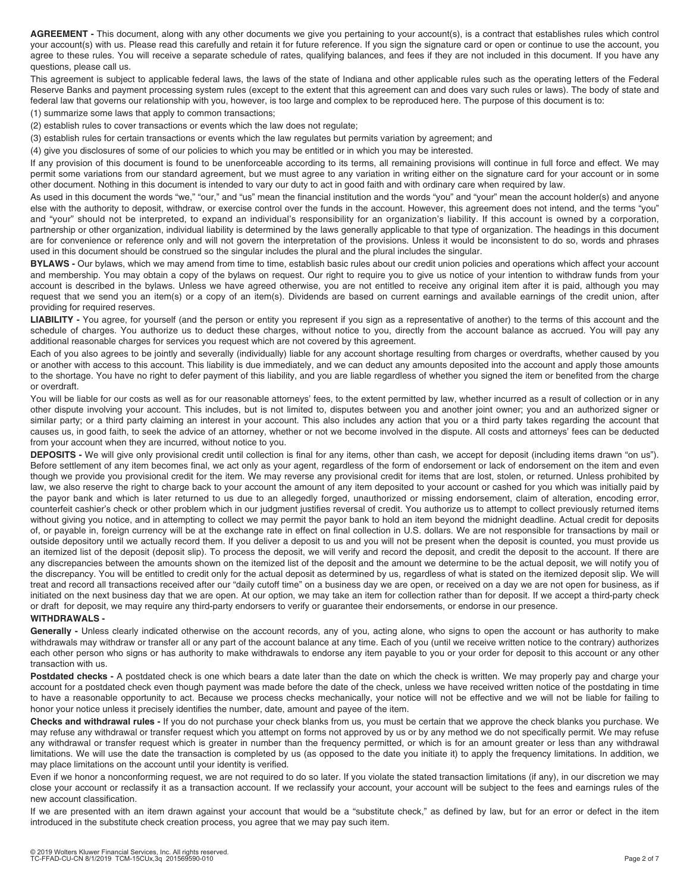**AGREEMENT -** This document, along with any other documents we give you pertaining to your account(s), is a contract that establishes rules which control your account(s) with us. Please read this carefully and retain it for future reference. If you sign the signature card or open or continue to use the account, you agree to these rules. You will receive a separate schedule of rates, qualifying balances, and fees if they are not included in this document. If you have any questions, please call us.

This agreement is subject to applicable federal laws, the laws of the state of Indiana and other applicable rules such as the operating letters of the Federal Reserve Banks and payment processing system rules (except to the extent that this agreement can and does vary such rules or laws). The body of state and federal law that governs our relationship with you, however, is too large and complex to be reproduced here. The purpose of this document is to:

(1) summarize some laws that apply to common transactions;

(2) establish rules to cover transactions or events which the law does not regulate;

(3) establish rules for certain transactions or events which the law regulates but permits variation by agreement; and

(4) give you disclosures of some of our policies to which you may be entitled or in which you may be interested.

If any provision of this document is found to be unenforceable according to its terms, all remaining provisions will continue in full force and effect. We may permit some variations from our standard agreement, but we must agree to any variation in writing either on the signature card for your account or in some other document. Nothing in this document is intended to vary our duty to act in good faith and with ordinary care when required by law.

As used in this document the words "we," "our," and "us" mean the financial institution and the words "you" and "your" mean the account holder(s) and anyone else with the authority to deposit, withdraw, or exercise control over the funds in the account. However, this agreement does not intend, and the terms "you" and "your" should not be interpreted, to expand an individual's responsibility for an organization's liability. If this account is owned by a corporation, partnership or other organization, individual liability is determined by the laws generally applicable to that type of organization. The headings in this document are for convenience or reference only and will not govern the interpretation of the provisions. Unless it would be inconsistent to do so, words and phrases used in this document should be construed so the singular includes the plural and the plural includes the singular.

**BYLAWS -** Our bylaws, which we may amend from time to time, establish basic rules about our credit union policies and operations which affect your account and membership. You may obtain a copy of the bylaws on request. Our right to require you to give us notice of your intention to withdraw funds from your account is described in the bylaws. Unless we have agreed otherwise, you are not entitled to receive any original item after it is paid, although you may request that we send you an item(s) or a copy of an item(s). Dividends are based on current earnings and available earnings of the credit union, after providing for required reserves.

**LIABILITY -** You agree, for yourself (and the person or entity you represent if you sign as a representative of another) to the terms of this account and the schedule of charges. You authorize us to deduct these charges, without notice to you, directly from the account balance as accrued. You will pay any additional reasonable charges for services you request which are not covered by this agreement.

Each of you also agrees to be jointly and severally (individually) liable for any account shortage resulting from charges or overdrafts, whether caused by you or another with access to this account. This liability is due immediately, and we can deduct any amounts deposited into the account and apply those amounts to the shortage. You have no right to defer payment of this liability, and you are liable regardless of whether you signed the item or benefited from the charge or overdraft.

You will be liable for our costs as well as for our reasonable attorneys' fees, to the extent permitted by law, whether incurred as a result of collection or in any other dispute involving your account. This includes, but is not limited to, disputes between you and another joint owner; you and an authorized signer or similar party; or a third party claiming an interest in your account. This also includes any action that you or a third party takes regarding the account that causes us, in good faith, to seek the advice of an attorney, whether or not we become involved in the dispute. All costs and attorneys' fees can be deducted from your account when they are incurred, without notice to you.

**DEPOSITS -** We will give only provisional credit until collection is final for any items, other than cash, we accept for deposit (including items drawn "on us"). Before settlement of any item becomes final, we act only as your agent, regardless of the form of endorsement or lack of endorsement on the item and even though we provide you provisional credit for the item. We may reverse any provisional credit for items that are lost, stolen, or returned. Unless prohibited by law, we also reserve the right to charge back to your account the amount of any item deposited to your account or cashed for you which was initially paid by the payor bank and which is later returned to us due to an allegedly forged, unauthorized or missing endorsement, claim of alteration, encoding error, counterfeit cashier's check or other problem which in our judgment justifies reversal of credit. You authorize us to attempt to collect previously returned items without giving you notice, and in attempting to collect we may permit the payor bank to hold an item beyond the midnight deadline. Actual credit for deposits of, or payable in, foreign currency will be at the exchange rate in effect on final collection in U.S. dollars. We are not responsible for transactions by mail or outside depository until we actually record them. If you deliver a deposit to us and you will not be present when the deposit is counted, you must provide us an itemized list of the deposit (deposit slip). To process the deposit, we will verify and record the deposit, and credit the deposit to the account. If there are any discrepancies between the amounts shown on the itemized list of the deposit and the amount we determine to be the actual deposit, we will notify you of the discrepancy. You will be entitled to credit only for the actual deposit as determined by us, regardless of what is stated on the itemized deposit slip. We will treat and record all transactions received after our "daily cutoff time" on a business day we are open, or received on a day we are not open for business, as if initiated on the next business day that we are open. At our option, we may take an item for collection rather than for deposit. If we accept a third-party check or draft for deposit, we may require any third-party endorsers to verify or guarantee their endorsements, or endorse in our presence.

**WITHDRAWALS -**

**Generally -** Unless clearly indicated otherwise on the account records, any of you, acting alone, who signs to open the account or has authority to make withdrawals may withdraw or transfer all or any part of the account balance at any time. Each of you (until we receive written notice to the contrary) authorizes each other person who signs or has authority to make withdrawals to endorse any item payable to you or your order for deposit to this account or any other transaction with us.

**Postdated checks -** A postdated check is one which bears a date later than the date on which the check is written. We may properly pay and charge your account for a postdated check even though payment was made before the date of the check, unless we have received written notice of the postdating in time to have a reasonable opportunity to act. Because we process checks mechanically, your notice will not be effective and we will not be liable for failing to honor your notice unless it precisely identifies the number, date, amount and payee of the item.

**Checks and withdrawal rules -** If you do not purchase your check blanks from us, you must be certain that we approve the check blanks you purchase. We may refuse any withdrawal or transfer request which you attempt on forms not approved by us or by any method we do not specifically permit. We may refuse any withdrawal or transfer request which is greater in number than the frequency permitted, or which is for an amount greater or less than any withdrawal limitations. We will use the date the transaction is completed by us (as opposed to the date you initiate it) to apply the frequency limitations. In addition, we may place limitations on the account until your identity is verified.

Even if we honor a nonconforming request, we are not required to do so later. If you violate the stated transaction limitations (if any), in our discretion we may close your account or reclassify it as a transaction account. If we reclassify your account, your account will be subject to the fees and earnings rules of the new account classification.

If we are presented with an item drawn against your account that would be a "substitute check," as defined by law, but for an error or defect in the item introduced in the substitute check creation process, you agree that we may pay such item.

© 2019 Wolters Kluwer Financial Services, Inc. All rights reserved.
TC-FFAD-CU-CN 8/1/2019 TCM-15CUx,3q 201569590-010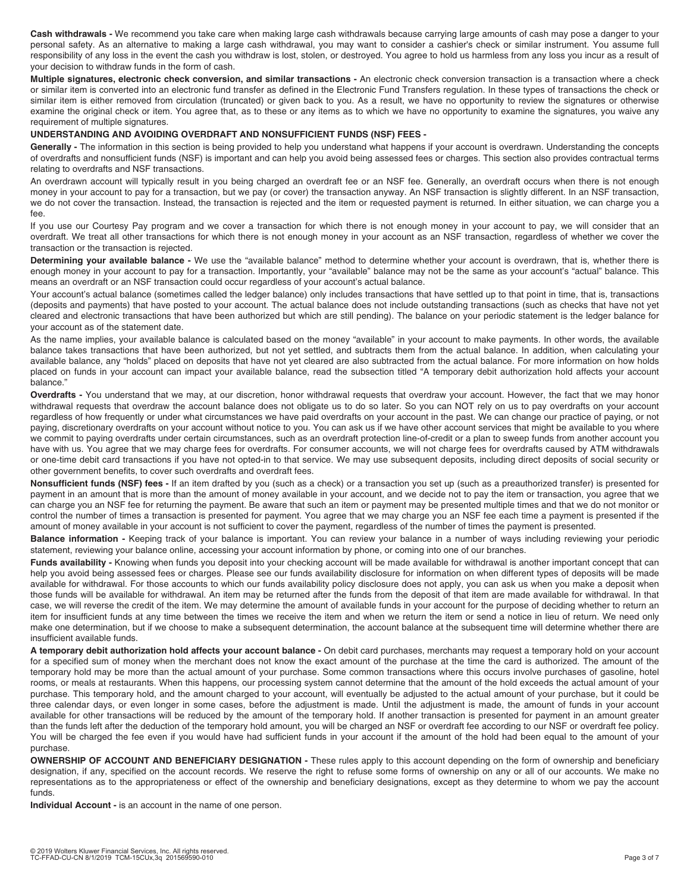**Cash withdrawals -** We recommend you take care when making large cash withdrawals because carrying large amounts of cash may pose a danger to your personal safety. As an alternative to making a large cash withdrawal, you may want to consider a cashier's check or similar instrument. You assume full responsibility of any loss in the event the cash you withdraw is lost, stolen, or destroyed. You agree to hold us harmless from any loss you incur as a result of your decision to withdraw funds in the form of cash.

**Multiple signatures, electronic check conversion, and similar transactions -** An electronic check conversion transaction is a transaction where a check or similar item is converted into an electronic fund transfer as defined in the Electronic Fund Transfers regulation. In these types of transactions the check or similar item is either removed from circulation (truncated) or given back to you. As a result, we have no opportunity to review the signatures or otherwise examine the original check or item. You agree that, as to these or any items as to which we have no opportunity to examine the signatures, you waive any requirement of multiple signatures.

**UNDERSTANDING AND AVOIDING OVERDRAFT AND NONSUFFICIENT FUNDS (NSF) FEES -**

**Generally -** The information in this section is being provided to help you understand what happens if your account is overdrawn. Understanding the concepts of overdrafts and nonsufficient funds (NSF) is important and can help you avoid being assessed fees or charges. This section also provides contractual terms relating to overdrafts and NSF transactions.

An overdrawn account will typically result in you being charged an overdraft fee or an NSF fee. Generally, an overdraft occurs when there is not enough money in your account to pay for a transaction, but we pay (or cover) the transaction anyway. An NSF transaction is slightly different. In an NSF transaction, we do not cover the transaction. Instead, the transaction is rejected and the item or requested payment is returned. In either situation, we can charge you a fee.

If you use our Courtesy Pay program and we cover a transaction for which there is not enough money in your account to pay, we will consider that an overdraft. We treat all other transactions for which there is not enough money in your account as an NSF transaction, regardless of whether we cover the transaction or the transaction is rejected.

**Determining your available balance -** We use the "available balance" method to determine whether your account is overdrawn, that is, whether there is enough money in your account to pay for a transaction. Importantly, your "available" balance may not be the same as your account's "actual" balance. This means an overdraft or an NSF transaction could occur regardless of your account's actual balance.

Your account's actual balance (sometimes called the ledger balance) only includes transactions that have settled up to that point in time, that is, transactions (deposits and payments) that have posted to your account. The actual balance does not include outstanding transactions (such as checks that have not yet cleared and electronic transactions that have been authorized but which are still pending). The balance on your periodic statement is the ledger balance for your account as of the statement date.

As the name implies, your available balance is calculated based on the money "available" in your account to make payments. In other words, the available balance takes transactions that have been authorized, but not yet settled, and subtracts them from the actual balance. In addition, when calculating your available balance, any "holds" placed on deposits that have not yet cleared are also subtracted from the actual balance. For more information on how holds placed on funds in your account can impact your available balance, read the subsection titled "A temporary debit authorization hold affects your account balance."

**Overdrafts -** You understand that we may, at our discretion, honor withdrawal requests that overdraw your account. However, the fact that we may honor withdrawal requests that overdraw the account balance does not obligate us to do so later. So you can NOT rely on us to pay overdrafts on your account regardless of how frequently or under what circumstances we have paid overdrafts on your account in the past. We can change our practice of paying, or not paying, discretionary overdrafts on your account without notice to you. You can ask us if we have other account services that might be available to you where we commit to paying overdrafts under certain circumstances, such as an overdraft protection line-of-credit or a plan to sweep funds from another account you have with us. You agree that we may charge fees for overdrafts. For consumer accounts, we will not charge fees for overdrafts caused by ATM withdrawals or one-time debit card transactions if you have not opted-in to that service. We may use subsequent deposits, including direct deposits of social security or other government benefits, to cover such overdrafts and overdraft fees.

**Nonsufficient funds (NSF) fees -** If an item drafted by you (such as a check) or a transaction you set up (such as a preauthorized transfer) is presented for payment in an amount that is more than the amount of money available in your account, and we decide not to pay the item or transaction, you agree that we can charge you an NSF fee for returning the payment. Be aware that such an item or payment may be presented multiple times and that we do not monitor or control the number of times a transaction is presented for payment. You agree that we may charge you an NSF fee each time a payment is presented if the amount of money available in your account is not sufficient to cover the payment, regardless of the number of times the payment is presented.

**Balance information -** Keeping track of your balance is important. You can review your balance in a number of ways including reviewing your periodic statement, reviewing your balance online, accessing your account information by phone, or coming into one of our branches.

**Funds availability -** Knowing when funds you deposit into your checking account will be made available for withdrawal is another important concept that can help you avoid being assessed fees or charges. Please see our funds availability disclosure for information on when different types of deposits will be made available for withdrawal. For those accounts to which our funds availability policy disclosure does not apply, you can ask us when you make a deposit when those funds will be available for withdrawal. An item may be returned after the funds from the deposit of that item are made available for withdrawal. In that case, we will reverse the credit of the item. We may determine the amount of available funds in your account for the purpose of deciding whether to return an item for insufficient funds at any time between the times we receive the item and when we return the item or send a notice in lieu of return. We need only make one determination, but if we choose to make a subsequent determination, the account balance at the subsequent time will determine whether there are insufficient available funds.

**A temporary debit authorization hold affects your account balance -** On debit card purchases, merchants may request a temporary hold on your account for a specified sum of money when the merchant does not know the exact amount of the purchase at the time the card is authorized. The amount of the temporary hold may be more than the actual amount of your purchase. Some common transactions where this occurs involve purchases of gasoline, hotel rooms, or meals at restaurants. When this happens, our processing system cannot determine that the amount of the hold exceeds the actual amount of your purchase. This temporary hold, and the amount charged to your account, will eventually be adjusted to the actual amount of your purchase, but it could be three calendar days, or even longer in some cases, before the adjustment is made. Until the adjustment is made, the amount of funds in your account available for other transactions will be reduced by the amount of the temporary hold. If another transaction is presented for payment in an amount greater than the funds left after the deduction of the temporary hold amount, you will be charged an NSF or overdraft fee according to our NSF or overdraft fee policy. You will be charged the fee even if you would have had sufficient funds in your account if the amount of the hold had been equal to the amount of your purchase.

**OWNERSHIP OF ACCOUNT AND BENEFICIARY DESIGNATION -** These rules apply to this account depending on the form of ownership and beneficiary designation, if any, specified on the account records. We reserve the right to refuse some forms of ownership on any or all of our accounts. We make no representations as to the appropriateness or effect of the ownership and beneficiary designations, except as they determine to whom we pay the account funds.

**Individual Account -** is an account in the name of one person.

© 2019 Wolters Kluwer Financial Services, Inc. All rights reserved.
TC-FFAD-CU-CN 8/1/2019 TCM-15CUx,3q 201569590-010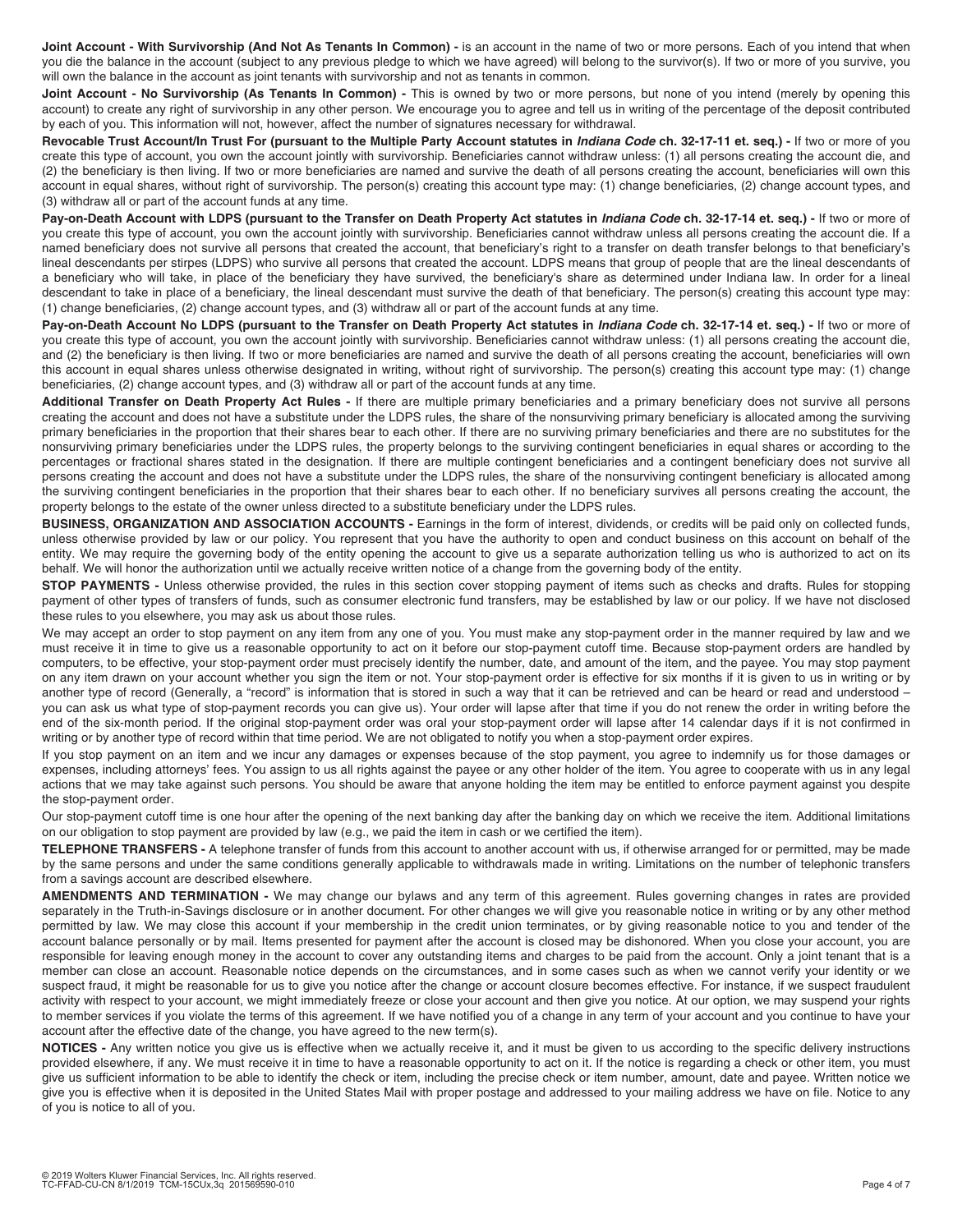**Joint Account - With Survivorship (And Not As Tenants In Common) -** is an account in the name of two or more persons. Each of you intend that when you die the balance in the account (subject to any previous pledge to which we have agreed) will belong to the survivor(s). If two or more of you survive, you will own the balance in the account as joint tenants with survivorship and not as tenants in common.

**Joint Account - No Survivorship (As Tenants In Common) -** This is owned by two or more persons, but none of you intend (merely by opening this account) to create any right of survivorship in any other person. We encourage you to agree and tell us in writing of the percentage of the deposit contributed by each of you. This information will not, however, affect the number of signatures necessary for withdrawal.

**Revocable Trust Account/In Trust For (pursuant to the Multiple Party Account statutes in *Indiana Code* ch. 32-17-11 et. seq.) -** If two or more of you create this type of account, you own the account jointly with survivorship. Beneficiaries cannot withdraw unless: (1) all persons creating the account die, and (2) the beneficiary is then living. If two or more beneficiaries are named and survive the death of all persons creating the account, beneficiaries will own this account in equal shares, without right of survivorship. The person(s) creating this account type may: (1) change beneficiaries, (2) change account types, and (3) withdraw all or part of the account funds at any time.

**Pay-on-Death Account with LDPS (pursuant to the Transfer on Death Property Act statutes in *Indiana Code* ch. 32-17-14 et. seq.) -** If two or more of you create this type of account, you own the account jointly with survivorship. Beneficiaries cannot withdraw unless all persons creating the account die. If a named beneficiary does not survive all persons that created the account, that beneficiary's right to a transfer on death transfer belongs to that beneficiary's lineal descendants per stirpes (LDPS) who survive all persons that created the account. LDPS means that group of people that are the lineal descendants of a beneficiary who will take, in place of the beneficiary they have survived, the beneficiary's share as determined under Indiana law. In order for a lineal descendant to take in place of a beneficiary, the lineal descendant must survive the death of that beneficiary. The person(s) creating this account type may: (1) change beneficiaries, (2) change account types, and (3) withdraw all or part of the account funds at any time.

**Pay-on-Death Account No LDPS (pursuant to the Transfer on Death Property Act statutes in *Indiana Code* ch. 32-17-14 et. seq.) -** If two or more of you create this type of account, you own the account jointly with survivorship. Beneficiaries cannot withdraw unless: (1) all persons creating the account die, and (2) the beneficiary is then living. If two or more beneficiaries are named and survive the death of all persons creating the account, beneficiaries will own this account in equal shares unless otherwise designated in writing, without right of survivorship. The person(s) creating this account type may: (1) change beneficiaries, (2) change account types, and (3) withdraw all or part of the account funds at any time.

**Additional Transfer on Death Property Act Rules -** If there are multiple primary beneficiaries and a primary beneficiary does not survive all persons creating the account and does not have a substitute under the LDPS rules, the share of the nonsurviving primary beneficiary is allocated among the surviving primary beneficiaries in the proportion that their shares bear to each other. If there are no surviving primary beneficiaries and there are no substitutes for the nonsurviving primary beneficiaries under the LDPS rules, the property belongs to the surviving contingent beneficiaries in equal shares or according to the percentages or fractional shares stated in the designation. If there are multiple contingent beneficiaries and a contingent beneficiary does not survive all persons creating the account and does not have a substitute under the LDPS rules, the share of the nonsurviving contingent beneficiary is allocated among the surviving contingent beneficiaries in the proportion that their shares bear to each other. If no beneficiary survives all persons creating the account, the property belongs to the estate of the owner unless directed to a substitute beneficiary under the LDPS rules.

**BUSINESS, ORGANIZATION AND ASSOCIATION ACCOUNTS -** Earnings in the form of interest, dividends, or credits will be paid only on collected funds, unless otherwise provided by law or our policy. You represent that you have the authority to open and conduct business on this account on behalf of the entity. We may require the governing body of the entity opening the account to give us a separate authorization telling us who is authorized to act on its behalf. We will honor the authorization until we actually receive written notice of a change from the governing body of the entity.

**STOP PAYMENTS -** Unless otherwise provided, the rules in this section cover stopping payment of items such as checks and drafts. Rules for stopping payment of other types of transfers of funds, such as consumer electronic fund transfers, may be established by law or our policy. If we have not disclosed these rules to you elsewhere, you may ask us about those rules.

We may accept an order to stop payment on any item from any one of you. You must make any stop-payment order in the manner required by law and we must receive it in time to give us a reasonable opportunity to act on it before our stop-payment cutoff time. Because stop-payment orders are handled by computers, to be effective, your stop-payment order must precisely identify the number, date, and amount of the item, and the payee. You may stop payment on any item drawn on your account whether you sign the item or not. Your stop-payment order is effective for six months if it is given to us in writing or by another type of record (Generally, a "record" is information that is stored in such a way that it can be retrieved and can be heard or read and understood – you can ask us what type of stop-payment records you can give us). Your order will lapse after that time if you do not renew the order in writing before the end of the six-month period. If the original stop-payment order was oral your stop-payment order will lapse after 14 calendar days if it is not confirmed in writing or by another type of record within that time period. We are not obligated to notify you when a stop-payment order expires.

If you stop payment on an item and we incur any damages or expenses because of the stop payment, you agree to indemnify us for those damages or expenses, including attorneys' fees. You assign to us all rights against the payee or any other holder of the item. You agree to cooperate with us in any legal actions that we may take against such persons. You should be aware that anyone holding the item may be entitled to enforce payment against you despite the stop-payment order.

Our stop-payment cutoff time is one hour after the opening of the next banking day after the banking day on which we receive the item. Additional limitations on our obligation to stop payment are provided by law (e.g., we paid the item in cash or we certified the item).

**TELEPHONE TRANSFERS -** A telephone transfer of funds from this account to another account with us, if otherwise arranged for or permitted, may be made by the same persons and under the same conditions generally applicable to withdrawals made in writing. Limitations on the number of telephonic transfers from a savings account are described elsewhere.

**AMENDMENTS AND TERMINATION -** We may change our bylaws and any term of this agreement. Rules governing changes in rates are provided separately in the Truth-in-Savings disclosure or in another document. For other changes we will give you reasonable notice in writing or by any other method permitted by law. We may close this account if your membership in the credit union terminates, or by giving reasonable notice to you and tender of the account balance personally or by mail. Items presented for payment after the account is closed may be dishonored. When you close your account, you are responsible for leaving enough money in the account to cover any outstanding items and charges to be paid from the account. Only a joint tenant that is a member can close an account. Reasonable notice depends on the circumstances, and in some cases such as when we cannot verify your identity or we suspect fraud, it might be reasonable for us to give you notice after the change or account closure becomes effective. For instance, if we suspect fraudulent activity with respect to your account, we might immediately freeze or close your account and then give you notice. At our option, we may suspend your rights to member services if you violate the terms of this agreement. If we have notified you of a change in any term of your account and you continue to have your account after the effective date of the change, you have agreed to the new term(s).

**NOTICES -** Any written notice you give us is effective when we actually receive it, and it must be given to us according to the specific delivery instructions provided elsewhere, if any. We must receive it in time to have a reasonable opportunity to act on it. If the notice is regarding a check or other item, you must give us sufficient information to be able to identify the check or item, including the precise check or item number, amount, date and payee. Written notice we give you is effective when it is deposited in the United States Mail with proper postage and addressed to your mailing address we have on file. Notice to any of you is notice to all of you.

© 2019 Wolters Kluwer Financial Services, Inc. All rights reserved.
TC-FFAD-CU-CN 8/1/2019 TCM-15CUx,3q 201569590-010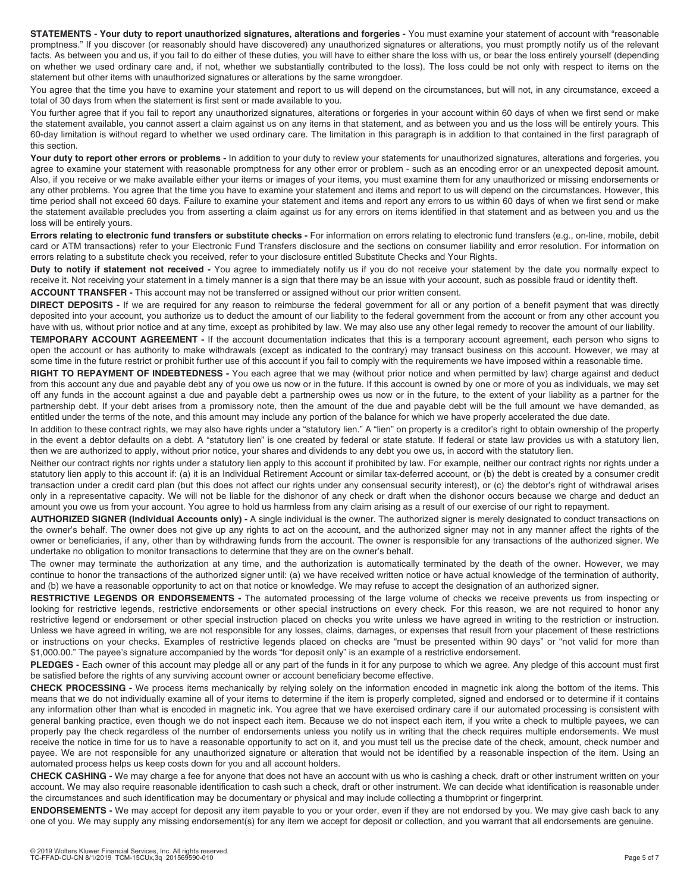**STATEMENTS - Your duty to report unauthorized signatures, alterations and forgeries -** You must examine your statement of account with "reasonable promptness." If you discover (or reasonably should have discovered) any unauthorized signatures or alterations, you must promptly notify us of the relevant facts. As between you and us, if you fail to do either of these duties, you will have to either share the loss with us, or bear the loss entirely yourself (depending on whether we used ordinary care and, if not, whether we substantially contributed to the loss). The loss could be not only with respect to items on the statement but other items with unauthorized signatures or alterations by the same wrongdoer.

You agree that the time you have to examine your statement and report to us will depend on the circumstances, but will not, in any circumstance, exceed a total of 30 days from when the statement is first sent or made available to you.

You further agree that if you fail to report any unauthorized signatures, alterations or forgeries in your account within 60 days of when we first send or make the statement available, you cannot assert a claim against us on any items in that statement, and as between you and us the loss will be entirely yours. This 60-day limitation is without regard to whether we used ordinary care. The limitation in this paragraph is in addition to that contained in the first paragraph of this section.

**Your duty to report other errors or problems -** In addition to your duty to review your statements for unauthorized signatures, alterations and forgeries, you agree to examine your statement with reasonable promptness for any other error or problem - such as an encoding error or an unexpected deposit amount. Also, if you receive or we make available either your items or images of your items, you must examine them for any unauthorized or missing endorsements or any other problems. You agree that the time you have to examine your statement and items and report to us will depend on the circumstances. However, this time period shall not exceed 60 days. Failure to examine your statement and items and report any errors to us within 60 days of when we first send or make the statement available precludes you from asserting a claim against us for any errors on items identified in that statement and as between you and us the loss will be entirely yours.

**Errors relating to electronic fund transfers or substitute checks -** For information on errors relating to electronic fund transfers (e.g., on-line, mobile, debit card or ATM transactions) refer to your Electronic Fund Transfers disclosure and the sections on consumer liability and error resolution. For information on errors relating to a substitute check you received, refer to your disclosure entitled Substitute Checks and Your Rights.

**Duty to notify if statement not received -** You agree to immediately notify us if you do not receive your statement by the date you normally expect to receive it. Not receiving your statement in a timely manner is a sign that there may be an issue with your account, such as possible fraud or identity theft.

**ACCOUNT TRANSFER -** This account may not be transferred or assigned without our prior written consent.

**DIRECT DEPOSITS -** If we are required for any reason to reimburse the federal government for all or any portion of a benefit payment that was directly deposited into your account, you authorize us to deduct the amount of our liability to the federal government from the account or from any other account you have with us, without prior notice and at any time, except as prohibited by law. We may also use any other legal remedy to recover the amount of our liability.

**TEMPORARY ACCOUNT AGREEMENT -** If the account documentation indicates that this is a temporary account agreement, each person who signs to open the account or has authority to make withdrawals (except as indicated to the contrary) may transact business on this account. However, we may at some time in the future restrict or prohibit further use of this account if you fail to comply with the requirements we have imposed within a reasonable time.

**RIGHT TO REPAYMENT OF INDEBTEDNESS -** You each agree that we may (without prior notice and when permitted by law) charge against and deduct from this account any due and payable debt any of you owe us now or in the future. If this account is owned by one or more of you as individuals, we may set off any funds in the account against a due and payable debt a partnership owes us now or in the future, to the extent of your liability as a partner for the partnership debt. If your debt arises from a promissory note, then the amount of the due and payable debt will be the full amount we have demanded, as entitled under the terms of the note, and this amount may include any portion of the balance for which we have properly accelerated the due date.

In addition to these contract rights, we may also have rights under a "statutory lien." A "lien" on property is a creditor's right to obtain ownership of the property in the event a debtor defaults on a debt. A "statutory lien" is one created by federal or state statute. If federal or state law provides us with a statutory lien, then we are authorized to apply, without prior notice, your shares and dividends to any debt you owe us, in accord with the statutory lien.

Neither our contract rights nor rights under a statutory lien apply to this account if prohibited by law. For example, neither our contract rights nor rights under a statutory lien apply to this account if: (a) it is an Individual Retirement Account or similar tax-deferred account, or (b) the debt is created by a consumer credit transaction under a credit card plan (but this does not affect our rights under any consensual security interest), or (c) the debtor's right of withdrawal arises only in a representative capacity. We will not be liable for the dishonor of any check or draft when the dishonor occurs because we charge and deduct an amount you owe us from your account. You agree to hold us harmless from any claim arising as a result of our exercise of our right to repayment.

**AUTHORIZED SIGNER (Individual Accounts only) -** A single individual is the owner. The authorized signer is merely designated to conduct transactions on the owner's behalf. The owner does not give up any rights to act on the account, and the authorized signer may not in any manner affect the rights of the owner or beneficiaries, if any, other than by withdrawing funds from the account. The owner is responsible for any transactions of the authorized signer. We undertake no obligation to monitor transactions to determine that they are on the owner's behalf.

The owner may terminate the authorization at any time, and the authorization is automatically terminated by the death of the owner. However, we may continue to honor the transactions of the authorized signer until: (a) we have received written notice or have actual knowledge of the termination of authority, and (b) we have a reasonable opportunity to act on that notice or knowledge. We may refuse to accept the designation of an authorized signer.

**RESTRICTIVE LEGENDS OR ENDORSEMENTS -** The automated processing of the large volume of checks we receive prevents us from inspecting or looking for restrictive legends, restrictive endorsements or other special instructions on every check. For this reason, we are not required to honor any restrictive legend or endorsement or other special instruction placed on checks you write unless we have agreed in writing to the restriction or instruction. Unless we have agreed in writing, we are not responsible for any losses, claims, damages, or expenses that result from your placement of these restrictions or instructions on your checks. Examples of restrictive legends placed on checks are "must be presented within 90 days" or "not valid for more than $1,000.00." The payee's signature accompanied by the words "for deposit only" is an example of a restrictive endorsement.

**PLEDGES -** Each owner of this account may pledge all or any part of the funds in it for any purpose to which we agree. Any pledge of this account must first be satisfied before the rights of any surviving account owner or account beneficiary become effective.

**CHECK PROCESSING -** We process items mechanically by relying solely on the information encoded in magnetic ink along the bottom of the items. This means that we do not individually examine all of your items to determine if the item is properly completed, signed and endorsed or to determine if it contains any information other than what is encoded in magnetic ink. You agree that we have exercised ordinary care if our automated processing is consistent with general banking practice, even though we do not inspect each item. Because we do not inspect each item, if you write a check to multiple payees, we can properly pay the check regardless of the number of endorsements unless you notify us in writing that the check requires multiple endorsements. We must receive the notice in time for us to have a reasonable opportunity to act on it, and you must tell us the precise date of the check, amount, check number and payee. We are not responsible for any unauthorized signature or alteration that would not be identified by a reasonable inspection of the item. Using an automated process helps us keep costs down for you and all account holders.

**CHECK CASHING -** We may charge a fee for anyone that does not have an account with us who is cashing a check, draft or other instrument written on your account. We may also require reasonable identification to cash such a check, draft or other instrument. We can decide what identification is reasonable under the circumstances and such identification may be documentary or physical and may include collecting a thumbprint or fingerprint.

**ENDORSEMENTS -** We may accept for deposit any item payable to you or your order, even if they are not endorsed by you. We may give cash back to any one of you. We may supply any missing endorsement(s) for any item we accept for deposit or collection, and you warrant that all endorsements are genuine.

© 2019 Wolters Kluwer Financial Services, Inc. All rights reserved.
TC-FFAD-CU-CN 8/1/2019 TCM-15CUx,3q 201569590-010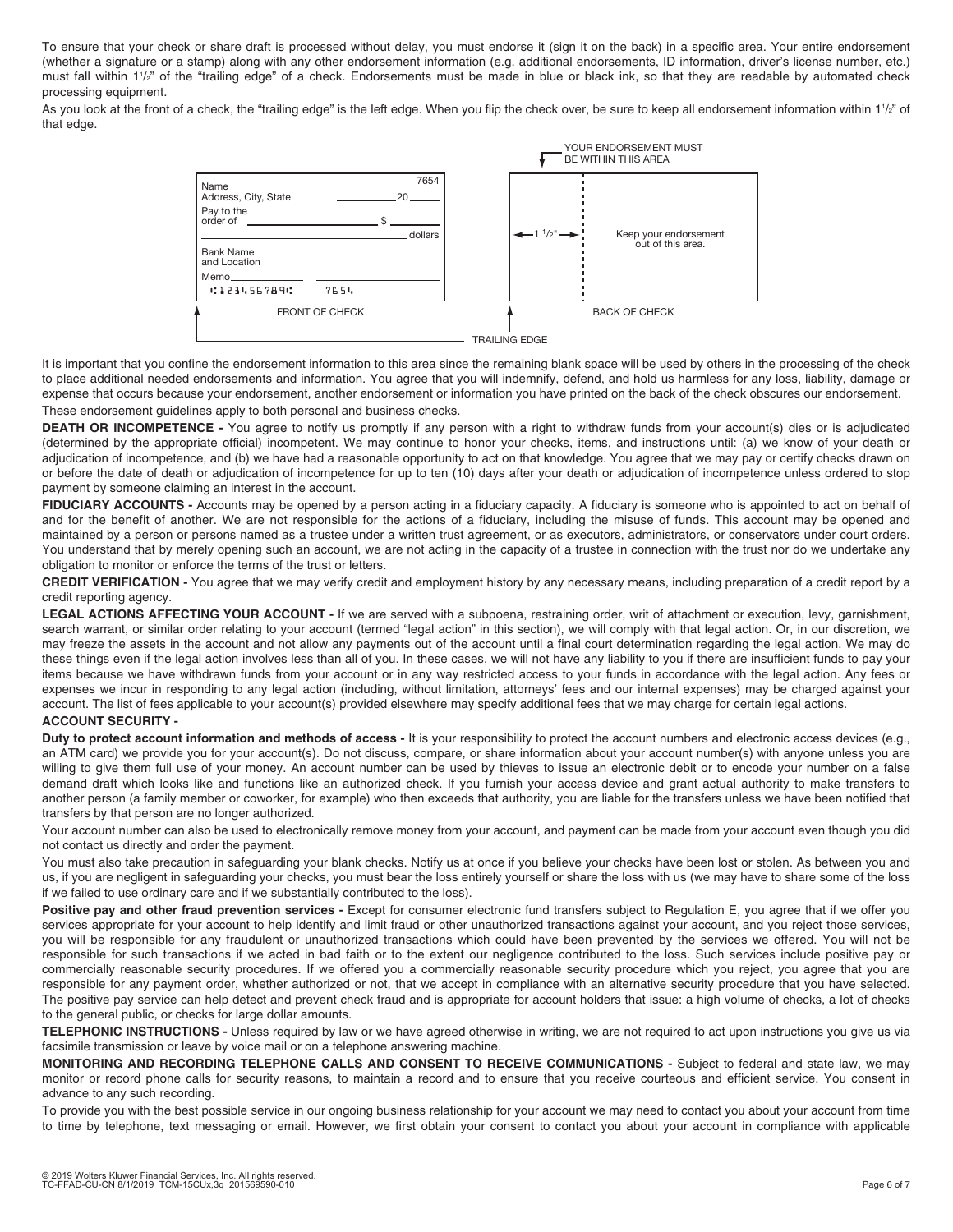To ensure that your check or share draft is processed without delay, you must endorse it (sign it on the back) in a specific area. Your entire endorsement (whether a signature or a stamp) along with any other endorsement information (e.g. additional endorsements, ID information, driver's license number, etc.) must fall within 1½" of the "trailing edge" of a check. Endorsements must be made in blue or black ink, so that they are readable by automated check processing equipment.

As you look at the front of a check, the "trailing edge" is the left edge. When you flip the check over, be sure to keep all endorsement information within 1½" of that edge.

It is important that you confine the endorsement information to this area since the remaining blank space will be used by others in the processing of the check to place additional needed endorsements and information. You agree that you will indemnify, defend, and hold us harmless for any loss, liability, damage or expense that occurs because your endorsement, another endorsement or information you have printed on the back of the check obscures our endorsement.

These endorsement guidelines apply to both personal and business checks.

**DEATH OR INCOMPETENCE -** You agree to notify us promptly if any person with a right to withdraw funds from your account(s) dies or is adjudicated (determined by the appropriate official) incompetent. We may continue to honor your checks, items, and instructions until: (a) we know of your death or adjudication of incompetence, and (b) we have had a reasonable opportunity to act on that knowledge. You agree that we may pay or certify checks drawn on or before the date of death or adjudication of incompetence for up to ten (10) days after your death or adjudication of incompetence unless ordered to stop payment by someone claiming an interest in the account.

**FIDUCIARY ACCOUNTS -** Accounts may be opened by a person acting in a fiduciary capacity. A fiduciary is someone who is appointed to act on behalf of and for the benefit of another. We are not responsible for the actions of a fiduciary, including the misuse of funds. This account may be opened and maintained by a person or persons named as a trustee under a written trust agreement, or as executors, administrators, or conservators under court orders. You understand that by merely opening such an account, we are not acting in the capacity of a trustee in connection with the trust nor do we undertake any obligation to monitor or enforce the terms of the trust or letters.

**CREDIT VERIFICATION -** You agree that we may verify credit and employment history by any necessary means, including preparation of a credit report by a credit reporting agency.

**LEGAL ACTIONS AFFECTING YOUR ACCOUNT -** If we are served with a subpoena, restraining order, writ of attachment or execution, levy, garnishment, search warrant, or similar order relating to your account (termed "legal action" in this section), we will comply with that legal action. Or, in our discretion, we may freeze the assets in the account and not allow any payments out of the account until a final court determination regarding the legal action. We may do these things even if the legal action involves less than all of you. In these cases, we will not have any liability to you if there are insufficient funds to pay your items because we have withdrawn funds from your account or in any way restricted access to your funds in accordance with the legal action. Any fees or expenses we incur in responding to any legal action (including, without limitation, attorneys' fees and our internal expenses) may be charged against your account. The list of fees applicable to your account(s) provided elsewhere may specify additional fees that we may charge for certain legal actions.

**ACCOUNT SECURITY -**

**Duty to protect account information and methods of access -** It is your responsibility to protect the account numbers and electronic access devices (e.g., an ATM card) we provide you for your account(s). Do not discuss, compare, or share information about your account number(s) with anyone unless you are willing to give them full use of your money. An account number can be used by thieves to issue an electronic debit or to encode your number on a false demand draft which looks like and functions like an authorized check. If you furnish your access device and grant actual authority to make transfers to another person (a family member or coworker, for example) who then exceeds that authority, you are liable for the transfers unless we have been notified that transfers by that person are no longer authorized.

Your account number can also be used to electronically remove money from your account, and payment can be made from your account even though you did not contact us directly and order the payment.

You must also take precaution in safeguarding your blank checks. Notify us at once if you believe your checks have been lost or stolen. As between you and us, if you are negligent in safeguarding your checks, you must bear the loss entirely yourself or share the loss with us (we may have to share some of the loss if we failed to use ordinary care and if we substantially contributed to the loss).

**Positive pay and other fraud prevention services -** Except for consumer electronic fund transfers subject to Regulation E, you agree that if we offer you services appropriate for your account to help identify and limit fraud or other unauthorized transactions against your account, and you reject those services, you will be responsible for any fraudulent or unauthorized transactions which could have been prevented by the services we offered. You will not be responsible for such transactions if we acted in bad faith or to the extent our negligence contributed to the loss. Such services include positive pay or commercially reasonable security procedures. If we offered you a commercially reasonable security procedure which you reject, you agree that you are responsible for any payment order, whether authorized or not, that we accept in compliance with an alternative security procedure that you have selected. The positive pay service can help detect and prevent check fraud and is appropriate for account holders that issue: a high volume of checks, a lot of checks to the general public, or checks for large dollar amounts.

**TELEPHONIC INSTRUCTIONS -** Unless required by law or we have agreed otherwise in writing, we are not required to act upon instructions you give us via facsimile transmission or leave by voice mail or on a telephone answering machine.

**MONITORING AND RECORDING TELEPHONE CALLS AND CONSENT TO RECEIVE COMMUNICATIONS -** Subject to federal and state law, we may monitor or record phone calls for security reasons, to maintain a record and to ensure that you receive courteous and efficient service. You consent in advance to any such recording.

To provide you with the best possible service in our ongoing business relationship for your account we may need to contact you about your account from time to time by telephone, text messaging or email. However, we first obtain your consent to contact you about your account in compliance with applicable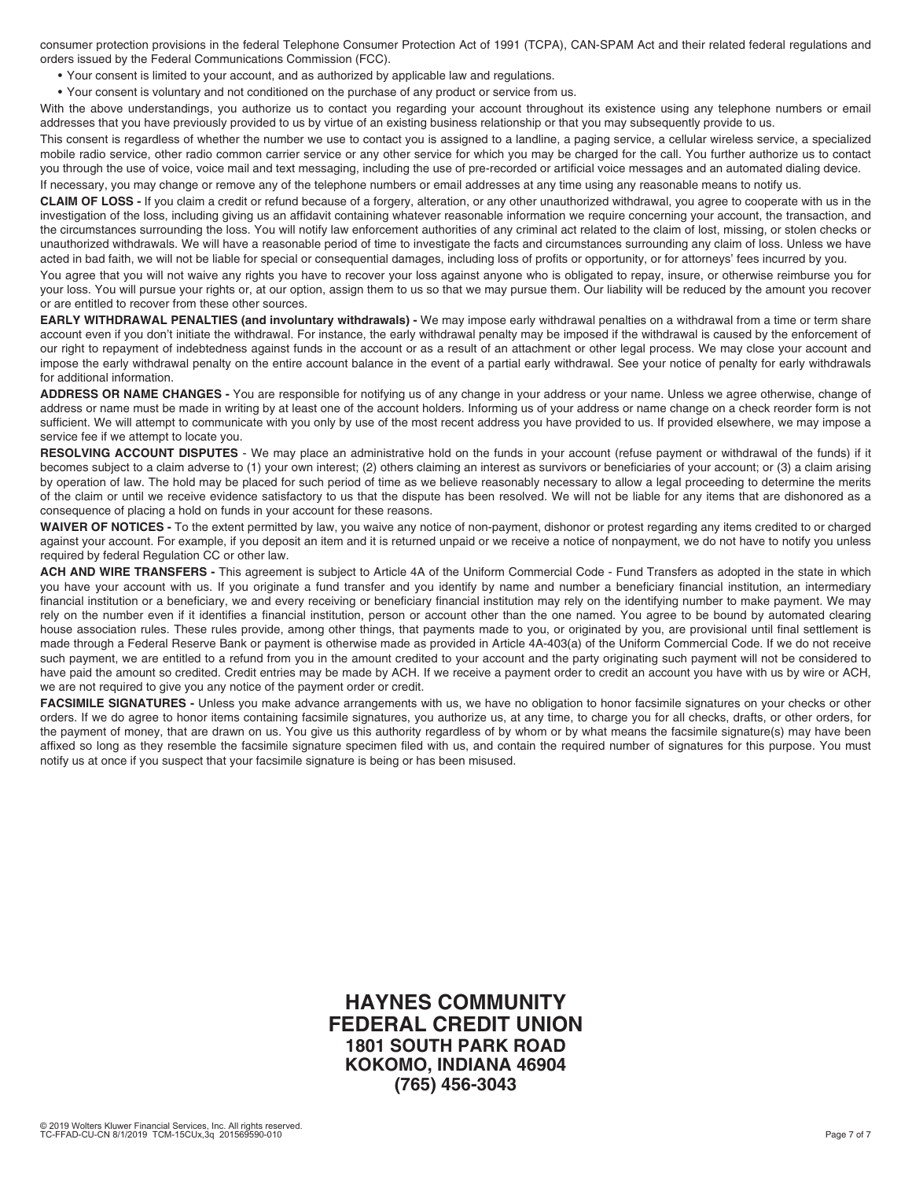consumer protection provisions in the federal Telephone Consumer Protection Act of 1991 (TCPA), CAN-SPAM Act and their related federal regulations and orders issued by the Federal Communications Commission (FCC).

- Your consent is limited to your account, and as authorized by applicable law and regulations.
- Your consent is voluntary and not conditioned on the purchase of any product or service from us.

With the above understandings, you authorize us to contact you regarding your account throughout its existence using any telephone numbers or email addresses that you have previously provided to us by virtue of an existing business relationship or that you may subsequently provide to us.

This consent is regardless of whether the number we use to contact you is assigned to a landline, a paging service, a cellular wireless service, a specialized mobile radio service, other radio common carrier service or any other service for which you may be charged for the call. You further authorize us to contact you through the use of voice, voice mail and text messaging, including the use of pre-recorded or artificial voice messages and an automated dialing device.

If necessary, you may change or remove any of the telephone numbers or email addresses at any time using any reasonable means to notify us.

**CLAIM OF LOSS -** If you claim a credit or refund because of a forgery, alteration, or any other unauthorized withdrawal, you agree to cooperate with us in the investigation of the loss, including giving us an affidavit containing whatever reasonable information we require concerning your account, the transaction, and the circumstances surrounding the loss. You will notify law enforcement authorities of any criminal act related to the claim of lost, missing, or stolen checks or unauthorized withdrawals. We will have a reasonable period of time to investigate the facts and circumstances surrounding any claim of loss. Unless we have acted in bad faith, we will not be liable for special or consequential damages, including loss of profits or opportunity, or for attorneys' fees incurred by you.

You agree that you will not waive any rights you have to recover your loss against anyone who is obligated to repay, insure, or otherwise reimburse you for your loss. You will pursue your rights or, at our option, assign them to us so that we may pursue them. Our liability will be reduced by the amount you recover or are entitled to recover from these other sources.

**EARLY WITHDRAWAL PENALTIES (and involuntary withdrawals) -** We may impose early withdrawal penalties on a withdrawal from a time or term share account even if you don't initiate the withdrawal. For instance, the early withdrawal penalty may be imposed if the withdrawal is caused by the enforcement of our right to repayment of indebtedness against funds in the account or as a result of an attachment or other legal process. We may close your account and impose the early withdrawal penalty on the entire account balance in the event of a partial early withdrawal. See your notice of penalty for early withdrawals for additional information.

**ADDRESS OR NAME CHANGES -** You are responsible for notifying us of any change in your address or your name. Unless we agree otherwise, change of address or name must be made in writing by at least one of the account holders. Informing us of your address or name change on a check reorder form is not sufficient. We will attempt to communicate with you only by use of the most recent address you have provided to us. If provided elsewhere, we may impose a service fee if we attempt to locate you.

**RESOLVING ACCOUNT DISPUTES** - We may place an administrative hold on the funds in your account (refuse payment or withdrawal of the funds) if it becomes subject to a claim adverse to (1) your own interest; (2) others claiming an interest as survivors or beneficiaries of your account; or (3) a claim arising by operation of law. The hold may be placed for such period of time as we believe reasonably necessary to allow a legal proceeding to determine the merits of the claim or until we receive evidence satisfactory to us that the dispute has been resolved. We will not be liable for any items that are dishonored as a consequence of placing a hold on funds in your account for these reasons.

**WAIVER OF NOTICES -** To the extent permitted by law, you waive any notice of non-payment, dishonor or protest regarding any items credited to or charged against your account. For example, if you deposit an item and it is returned unpaid or we receive a notice of nonpayment, we do not have to notify you unless required by federal Regulation CC or other law.

**ACH AND WIRE TRANSFERS -** This agreement is subject to Article 4A of the Uniform Commercial Code - Fund Transfers as adopted in the state in which you have your account with us. If you originate a fund transfer and you identify by name and number a beneficiary financial institution, an intermediary financial institution or a beneficiary, we and every receiving or beneficiary financial institution may rely on the identifying number to make payment. We may rely on the number even if it identifies a financial institution, person or account other than the one named. You agree to be bound by automated clearing house association rules. These rules provide, among other things, that payments made to you, or originated by you, are provisional until final settlement is made through a Federal Reserve Bank or payment is otherwise made as provided in Article 4A-403(a) of the Uniform Commercial Code. If we do not receive such payment, we are entitled to a refund from you in the amount credited to your account and the party originating such payment will not be considered to have paid the amount so credited. Credit entries may be made by ACH. If we receive a payment order to credit an account you have with us by wire or ACH, we are not required to give you any notice of the payment order or credit.

**FACSIMILE SIGNATURES -** Unless you make advance arrangements with us, we have no obligation to honor facsimile signatures on your checks or other orders. If we do agree to honor items containing facsimile signatures, you authorize us, at any time, to charge you for all checks, drafts, or other orders, for the payment of money, that are drawn on us. You give us this authority regardless of by whom or by what means the facsimile signature(s) may have been affixed so long as they resemble the facsimile signature specimen filed with us, and contain the required number of signatures for this purpose. You must notify us at once if you suspect that your facsimile signature is being or has been misused.

**HAYNES COMMUNITY FEDERAL CREDIT UNION**
**1801 SOUTH PARK ROAD**
**KOKOMO, INDIANA 46904**
**(765) 456-3043**

© 2019 Wolters Kluwer Financial Services, Inc. All rights reserved.
TC-FFAD-CU-CN 8/1/2019 TCM-15CUx,3q 201569590-010